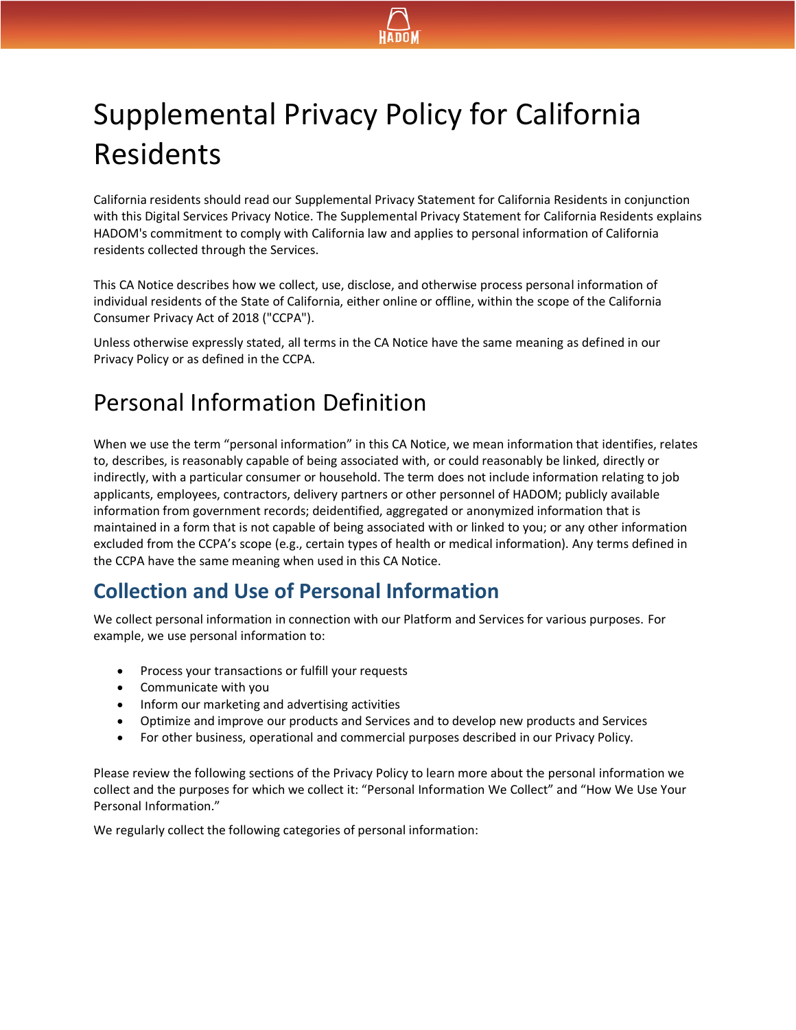# Supplemental Privacy Policy for California Residents

California residents should read our Supplemental Privacy Statement for California Residents in conjunction with this Digital Services Privacy Notice. The Supplemental Privacy Statement for California Residents explains HADOM's commitment to comply with California law and applies to personal information of California residents collected through the Services.

This CA Notice describes how we collect, use, disclose, and otherwise process personal information of individual residents of the State of California, either online or offline, within the scope of the California Consumer Privacy Act of 2018 ("CCPA").

Unless otherwise expressly stated, all terms in the CA Notice have the same meaning as defined in our Privacy Policy or as defined in the CCPA.

# Personal Information Definition

When we use the term "personal information" in this CA Notice, we mean information that identifies, relates to, describes, is reasonably capable of being associated with, or could reasonably be linked, directly or indirectly, with a particular consumer or household. The term does not include information relating to job applicants, employees, contractors, delivery partners or other personnel of HADOM; publicly available information from government records; deidentified, aggregated or anonymized information that is maintained in a form that is not capable of being associated with or linked to you; or any other information excluded from the CCPA's scope (e.g., certain types of health or medical information). Any terms defined in the CCPA have the same meaning when used in this CA Notice.

## Collection and Use of Personal Information

We collect personal information in connection with our Platform and Services for various purposes. For example, we use personal information to:

- Process your transactions or fulfill your requests
- Communicate with you
- Inform our marketing and advertising activities
- Optimize and improve our products and Services and to develop new products and Services
- For other business, operational and commercial purposes described in our Privacy Policy.

Please review the following sections of the Privacy Policy to learn more about the personal information we collect and the purposes for which we collect it: "Personal Information We Collect" and "How We Use Your Personal Information."

We regularly collect the following categories of personal information: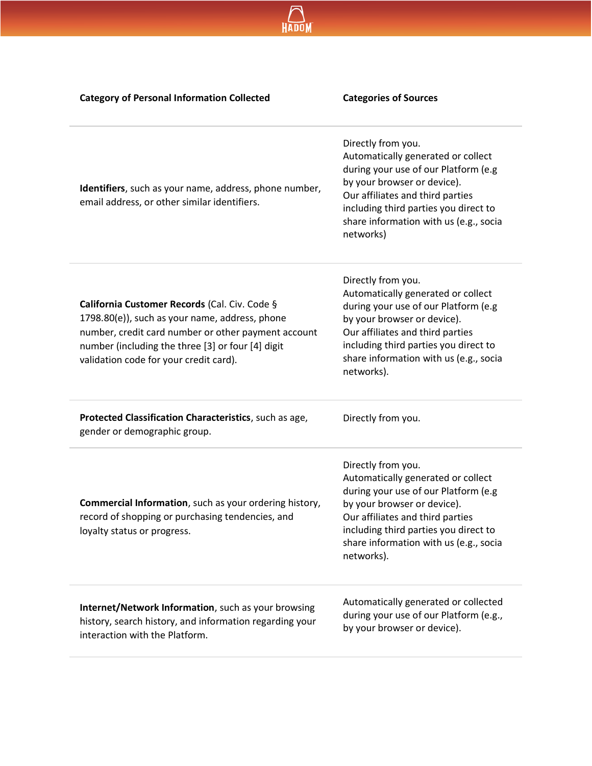| Category of Personal Information Collected | Categories of Sources |
|---|---|
| **Identifiers**, such as your name, address, phone number, email address, or other similar identifiers. | Directly from you.<br>Automatically generated or collect during your use of our Platform (e.g by your browser or device).<br>Our affiliates and third parties including third parties you direct to share information with us (e.g., socia networks) |
| **California Customer Records** (Cal. Civ. Code § 1798.80(e)), such as your name, address, phone number, credit card number or other payment account number (including the three [3] or four [4] digit validation code for your credit card). | Directly from you.<br>Automatically generated or collect during your use of our Platform (e.g by your browser or device).<br>Our affiliates and third parties including third parties you direct to share information with us (e.g., socia networks). |
| **Protected Classification Characteristics**, such as age, gender or demographic group. | Directly from you. |
| **Commercial Information**, such as your ordering history, record of shopping or purchasing tendencies, and loyalty status or progress. | Directly from you.<br>Automatically generated or collect during your use of our Platform (e.g by your browser or device).<br>Our affiliates and third parties including third parties you direct to share information with us (e.g., socia networks). |
| **Internet/Network Information**, such as your browsing history, search history, and information regarding your interaction with the Platform. | Automatically generated or collected during your use of our Platform (e.g., by your browser or device). |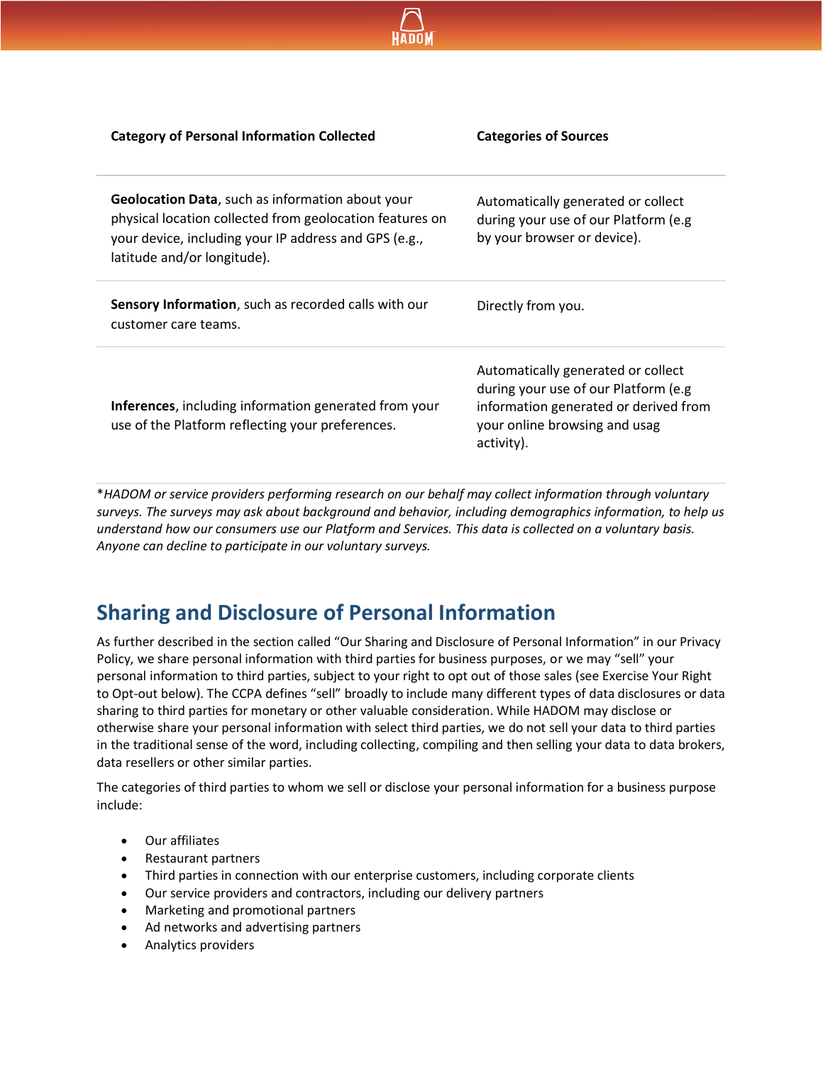| Category of Personal Information Collected | Categories of Sources |
|---|---|
| **Geolocation Data**, such as information about your physical location collected from geolocation features on your device, including your IP address and GPS (e.g., latitude and/or longitude). | Automatically generated or collect during your use of our Platform (e.g by your browser or device). |
| **Sensory Information**, such as recorded calls with our customer care teams. | Directly from you. |
| **Inferences**, including information generated from your use of the Platform reflecting your preferences. | Automatically generated or collect during your use of our Platform (e.g information generated or derived from your online browsing and usag activity). |

*\*HADOM or service providers performing research on our behalf may collect information through voluntary surveys. The surveys may ask about background and behavior, including demographics information, to help us understand how our consumers use our Platform and Services. This data is collected on a voluntary basis. Anyone can decline to participate in our voluntary surveys.*

## Sharing and Disclosure of Personal Information

As further described in the section called "Our Sharing and Disclosure of Personal Information" in our Privacy Policy, we share personal information with third parties for business purposes, or we may "sell" your personal information to third parties, subject to your right to opt out of those sales (see Exercise Your Right to Opt-out below). The CCPA defines "sell" broadly to include many different types of data disclosures or data sharing to third parties for monetary or other valuable consideration. While HADOM may disclose or otherwise share your personal information with select third parties, we do not sell your data to third parties in the traditional sense of the word, including collecting, compiling and then selling your data to data brokers, data resellers or other similar parties.

The categories of third parties to whom we sell or disclose your personal information for a business purpose include:

- Our affiliates
- Restaurant partners
- Third parties in connection with our enterprise customers, including corporate clients
- Our service providers and contractors, including our delivery partners
- Marketing and promotional partners
- Ad networks and advertising partners
- Analytics providers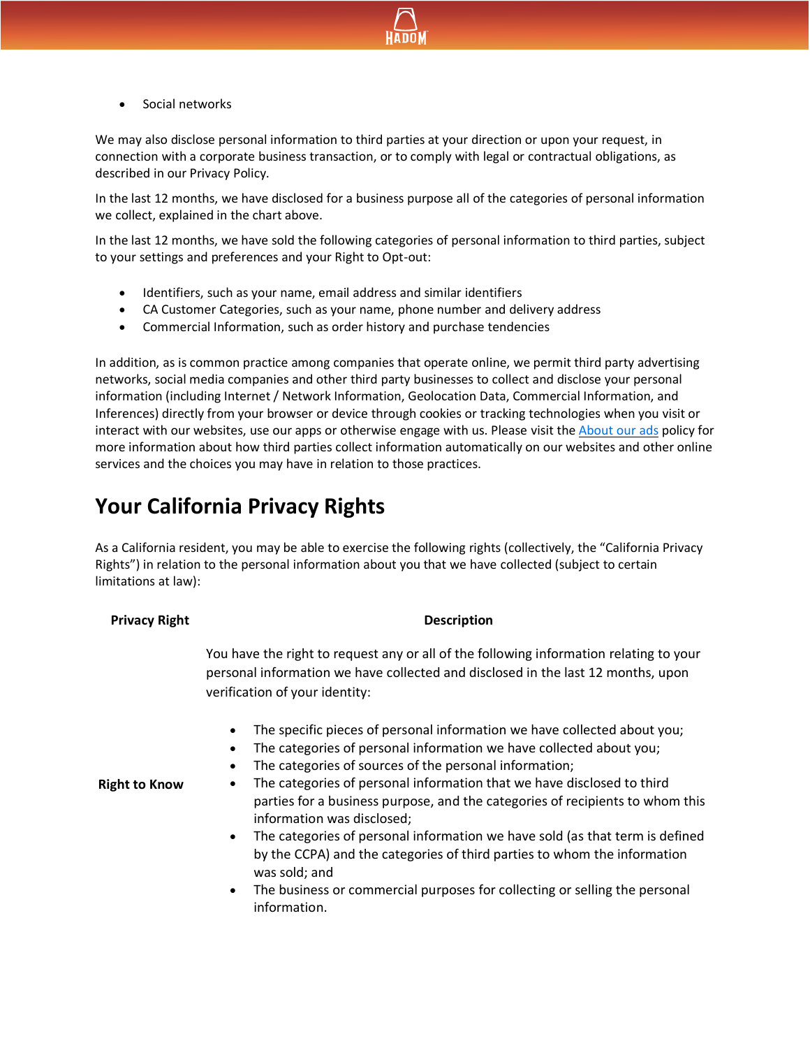- Social networks

We may also disclose personal information to third parties at your direction or upon your request, in connection with a corporate business transaction, or to comply with legal or contractual obligations, as described in our Privacy Policy.

In the last 12 months, we have disclosed for a business purpose all of the categories of personal information we collect, explained in the chart above.

In the last 12 months, we have sold the following categories of personal information to third parties, subject to your settings and preferences and your Right to Opt-out:

- Identifiers, such as your name, email address and similar identifiers
- CA Customer Categories, such as your name, phone number and delivery address
- Commercial Information, such as order history and purchase tendencies

In addition, as is common practice among companies that operate online, we permit third party advertising networks, social media companies and other third party businesses to collect and disclose your personal information (including Internet / Network Information, Geolocation Data, Commercial Information, and Inferences) directly from your browser or device through cookies or tracking technologies when you visit or interact with our websites, use our apps or otherwise engage with us. Please visit the About our ads policy for more information about how third parties collect information automatically on our websites and other online services and the choices you may have in relation to those practices.

## Your California Privacy Rights

As a California resident, you may be able to exercise the following rights (collectively, the "California Privacy Rights") in relation to the personal information about you that we have collected (subject to certain limitations at law):

| Privacy Right | Description |
|---|---|
| **Right to Know** | You have the right to request any or all of the following information relating to your personal information we have collected and disclosed in the last 12 months, upon verification of your identity:<br><br>• The specific pieces of personal information we have collected about you;<br>• The categories of personal information we have collected about you;<br>• The categories of sources of the personal information;<br>• The categories of personal information that we have disclosed to third parties for a business purpose, and the categories of recipients to whom this information was disclosed;<br>• The categories of personal information we have sold (as that term is defined by the CCPA) and the categories of third parties to whom the information was sold; and<br>• The business or commercial purposes for collecting or selling the personal information. |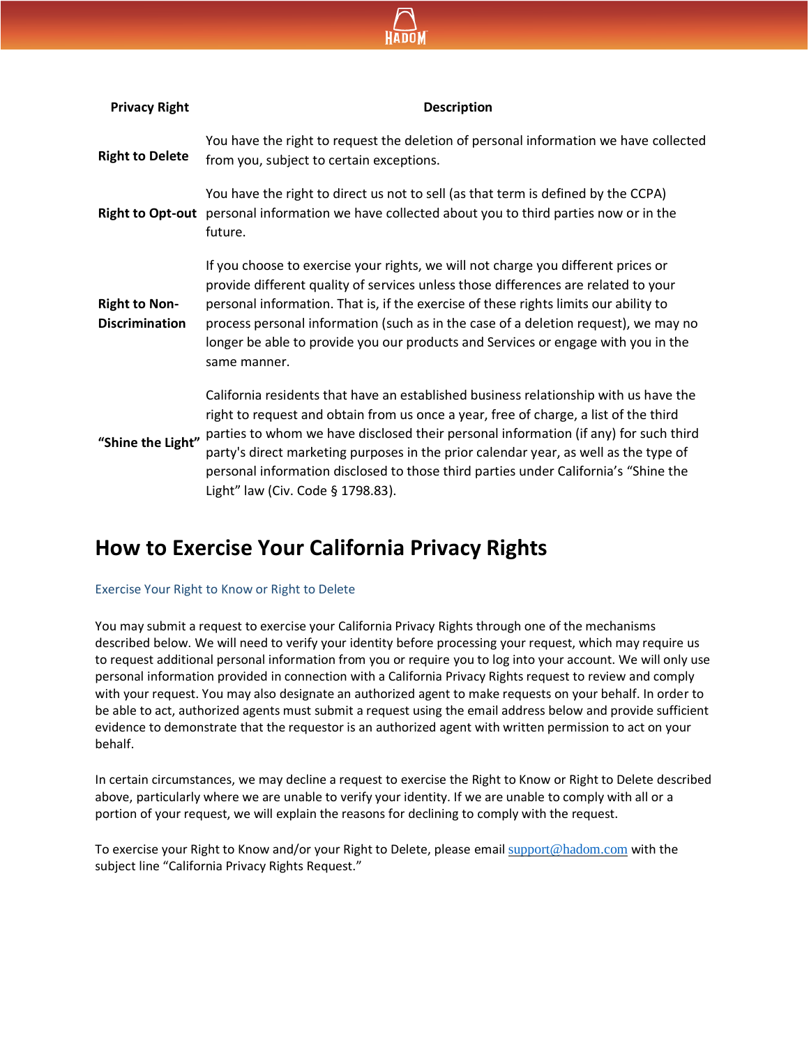| Privacy Right | Description |
|---|---|
| **Right to Delete** | You have the right to request the deletion of personal information we have collected from you, subject to certain exceptions. |
| **Right to Opt-out** | You have the right to direct us not to sell (as that term is defined by the CCPA) personal information we have collected about you to third parties now or in the future. |
| **Right to Non-Discrimination** | If you choose to exercise your rights, we will not charge you different prices or provide different quality of services unless those differences are related to your personal information. That is, if the exercise of these rights limits our ability to process personal information (such as in the case of a deletion request), we may no longer be able to provide you our products and Services or engage with you in the same manner. |
| **"Shine the Light"** | California residents that have an established business relationship with us have the right to request and obtain from us once a year, free of charge, a list of the third parties to whom we have disclosed their personal information (if any) for such third party's direct marketing purposes in the prior calendar year, as well as the type of personal information disclosed to those third parties under California's "Shine the Light" law (Civ. Code § 1798.83). |

## How to Exercise Your California Privacy Rights

### Exercise Your Right to Know or Right to Delete

You may submit a request to exercise your California Privacy Rights through one of the mechanisms described below. We will need to verify your identity before processing your request, which may require us to request additional personal information from you or require you to log into your account. We will only use personal information provided in connection with a California Privacy Rights request to review and comply with your request. You may also designate an authorized agent to make requests on your behalf. In order to be able to act, authorized agents must submit a request using the email address below and provide sufficient evidence to demonstrate that the requestor is an authorized agent with written permission to act on your behalf.

In certain circumstances, we may decline a request to exercise the Right to Know or Right to Delete described above, particularly where we are unable to verify your identity. If we are unable to comply with all or a portion of your request, we will explain the reasons for declining to comply with the request.

To exercise your Right to Know and/or your Right to Delete, please email support@hadom.com with the subject line "California Privacy Rights Request."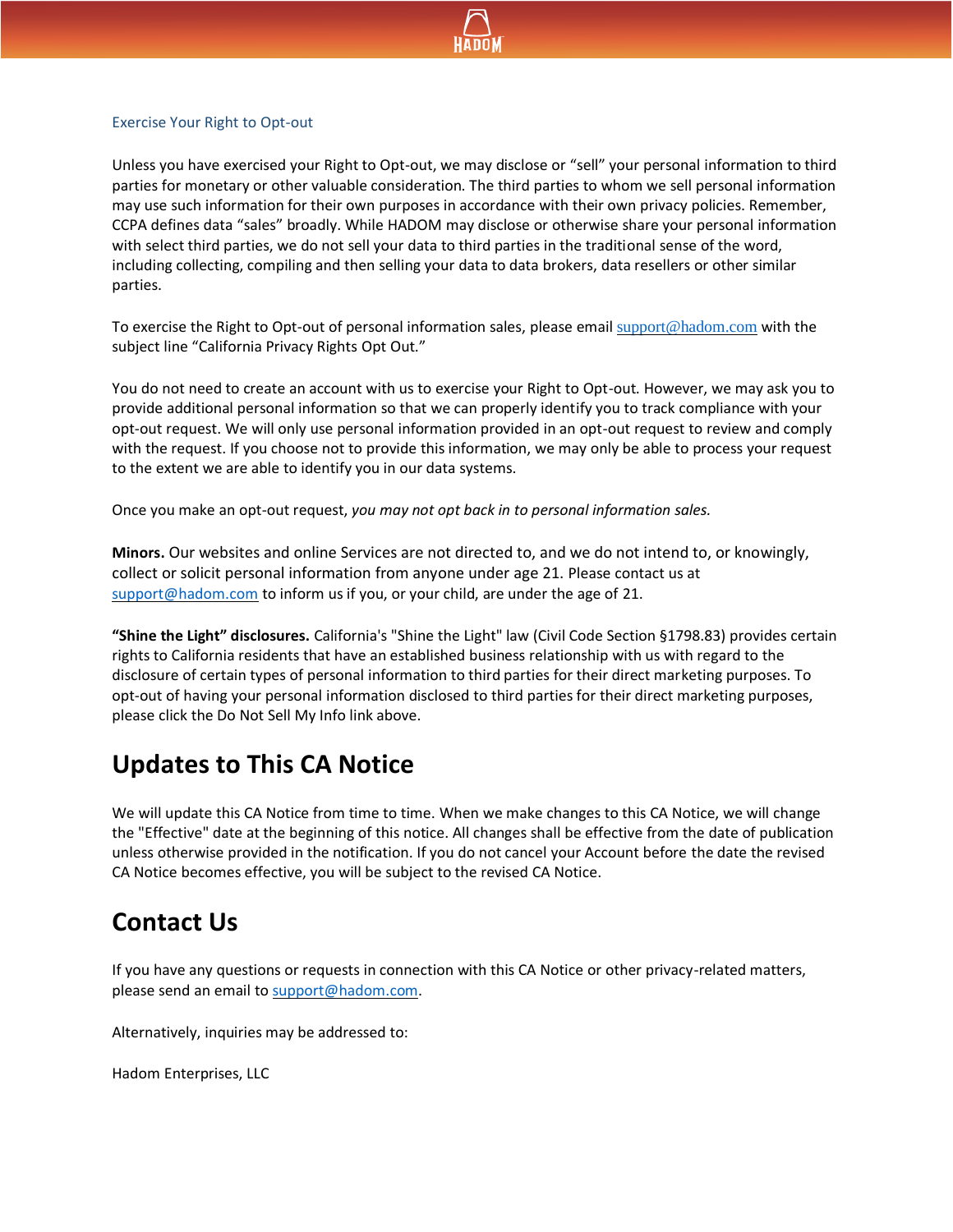### Exercise Your Right to Opt-out

Unless you have exercised your Right to Opt-out, we may disclose or "sell" your personal information to third parties for monetary or other valuable consideration. The third parties to whom we sell personal information may use such information for their own purposes in accordance with their own privacy policies. Remember, CCPA defines data "sales" broadly. While HADOM may disclose or otherwise share your personal information with select third parties, we do not sell your data to third parties in the traditional sense of the word, including collecting, compiling and then selling your data to data brokers, data resellers or other similar parties.

To exercise the Right to Opt-out of personal information sales, please email support@hadom.com with the subject line "California Privacy Rights Opt Out."

You do not need to create an account with us to exercise your Right to Opt-out. However, we may ask you to provide additional personal information so that we can properly identify you to track compliance with your opt-out request. We will only use personal information provided in an opt-out request to review and comply with the request. If you choose not to provide this information, we may only be able to process your request to the extent we are able to identify you in our data systems.

Once you make an opt-out request, *you may not opt back in to personal information sales.*

**Minors.** Our websites and online Services are not directed to, and we do not intend to, or knowingly, collect or solicit personal information from anyone under age 21. Please contact us at support@hadom.com to inform us if you, or your child, are under the age of 21.

**"Shine the Light" disclosures.** California's "Shine the Light" law (Civil Code Section §1798.83) provides certain rights to California residents that have an established business relationship with us with regard to the disclosure of certain types of personal information to third parties for their direct marketing purposes. To opt-out of having your personal information disclosed to third parties for their direct marketing purposes, please click the Do Not Sell My Info link above.

## Updates to This CA Notice

We will update this CA Notice from time to time. When we make changes to this CA Notice, we will change the "Effective" date at the beginning of this notice. All changes shall be effective from the date of publication unless otherwise provided in the notification. If you do not cancel your Account before the date the revised CA Notice becomes effective, you will be subject to the revised CA Notice.

## Contact Us

If you have any questions or requests in connection with this CA Notice or other privacy-related matters, please send an email to support@hadom.com.

Alternatively, inquiries may be addressed to:

Hadom Enterprises, LLC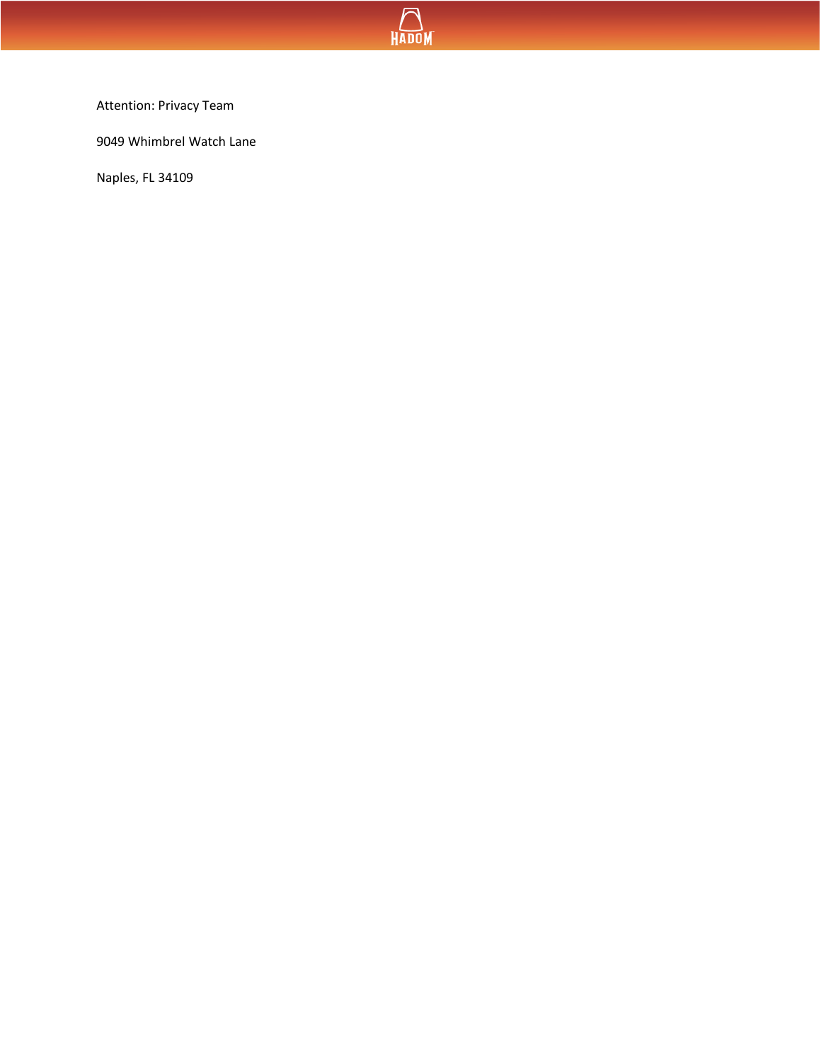Attention: Privacy Team

9049 Whimbrel Watch Lane

Naples, FL 34109